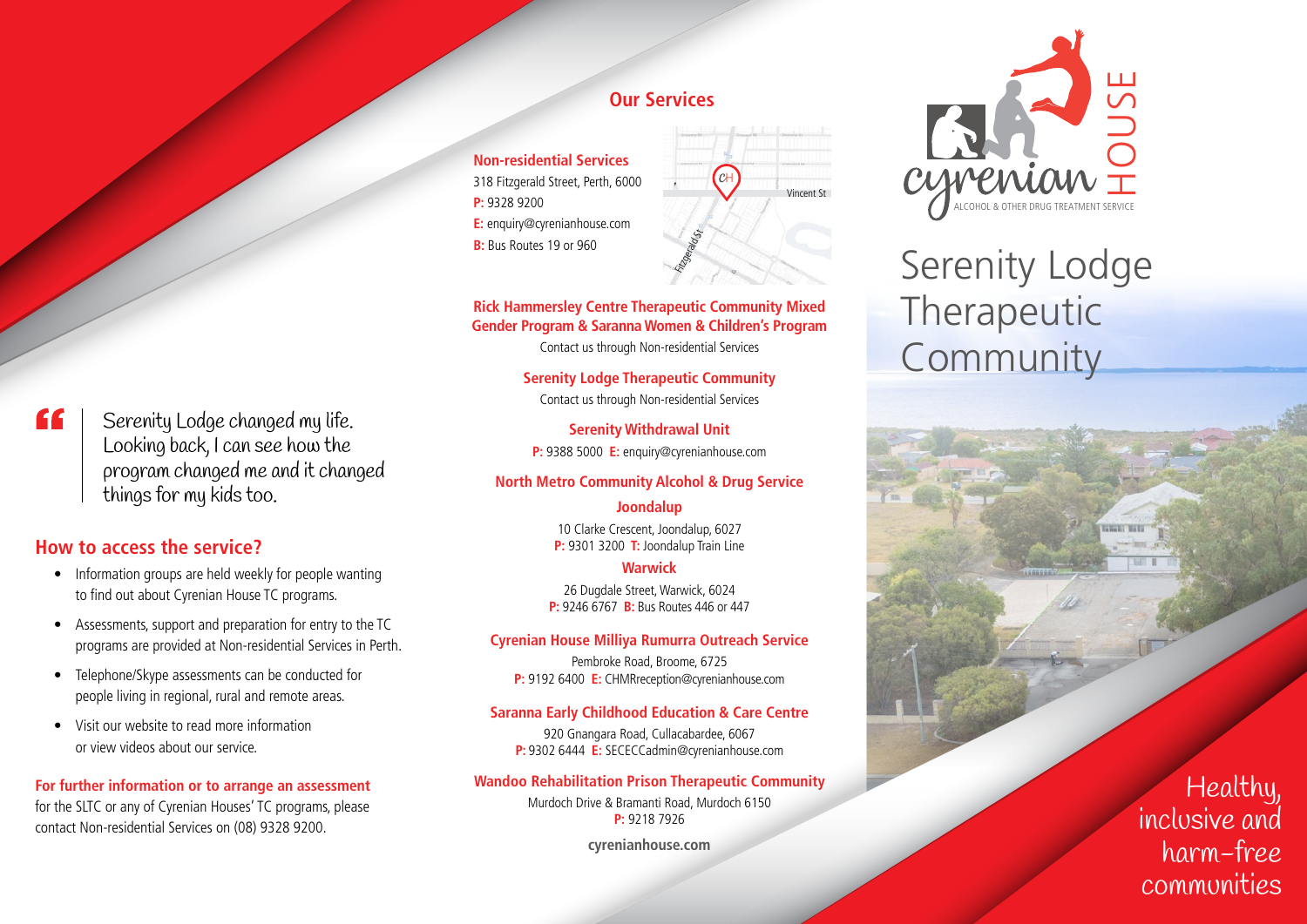> Serenity Lodge changed my life. Looking back, I can see how the program changed me and it changed things for my kids too.

## How to access the service?

- Information groups are held weekly for people wanting to find out about Cyrenian House TC programs.
- Assessments, support and preparation for entry to the TC programs are provided at Non-residential Services in Perth.
- Telephone/Skype assessments can be conducted for people living in regional, rural and remote areas.
- Visit our website to read more information or view videos about our service.

**For further information or to arrange an assessment** for the SLTC or any of Cyrenian Houses' TC programs, please contact Non-residential Services on (08) 9328 9200.

## Our Services

**Non-residential Services**
318 Fitzgerald Street, Perth, 6000
**P:** 9328 9200
**E:** enquiry@cyrenianhouse.com
**B:** Bus Routes 19 or 960

**Rick Hammersley Centre Therapeutic Community Mixed Gender Program & Saranna Women & Children's Program**
Contact us through Non-residential Services

**Serenity Lodge Therapeutic Community**
Contact us through Non-residential Services

**Serenity Withdrawal Unit**
**P:** 9388 5000 **E:** enquiry@cyrenianhouse.com

**North Metro Community Alcohol & Drug Service**

**Joondalup**
10 Clarke Crescent, Joondalup, 6027
**P:** 9301 3200 **T:** Joondalup Train Line

**Warwick**
26 Dugdale Street, Warwick, 6024
**P:** 9246 6767 **B:** Bus Routes 446 or 447

**Cyrenian House Milliya Rumurra Outreach Service**
Pembroke Road, Broome, 6725
**P:** 9192 6400 **E:** CHMRreception@cyrenianhouse.com

**Saranna Early Childhood Education & Care Centre**
920 Gnangara Road, Cullacabardee, 6067
**P:** 9302 6444 **E:** SECECCadmin@cyrenianhouse.com

**Wandoo Rehabilitation Prison Therapeutic Community**
Murdoch Drive & Bramanti Road, Murdoch 6150
**P:** 9218 7926

**cyrenianhouse.com**

cyrenian HOUSE
ALCOHOL & OTHER DRUG TREATMENT SERVICE

# Serenity Lodge Therapeutic Community

Healthy, inclusive and harm-free communities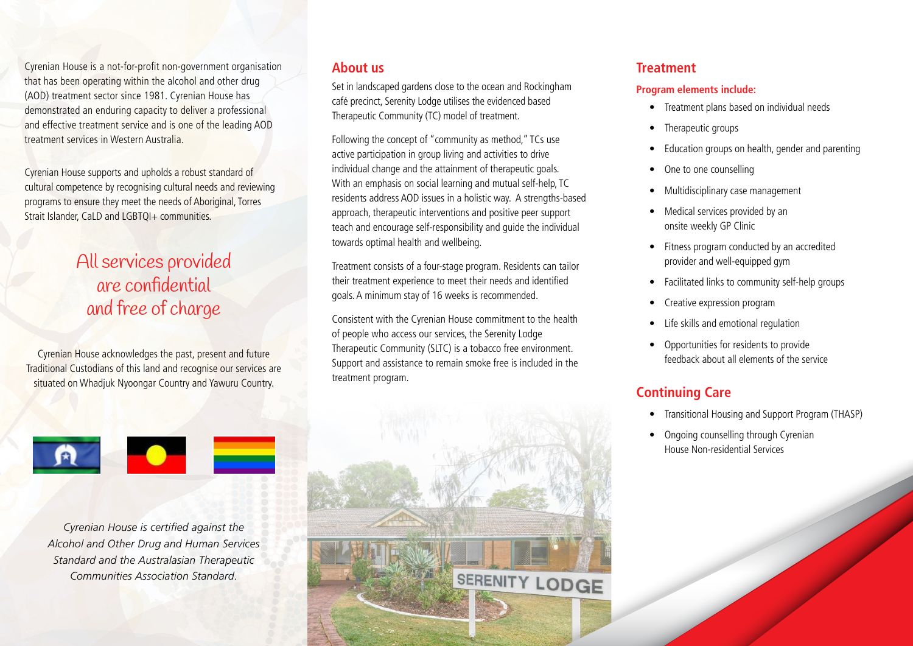Cyrenian House is a not-for-profit non-government organisation that has been operating within the alcohol and other drug (AOD) treatment sector since 1981. Cyrenian House has demonstrated an enduring capacity to deliver a professional and effective treatment service and is one of the leading AOD treatment services in Western Australia.

Cyrenian House supports and upholds a robust standard of cultural competence by recognising cultural needs and reviewing programs to ensure they meet the needs of Aboriginal, Torres Strait Islander, CaLD and LGBTQI+ communities.

All services provided are confidential and free of charge

Cyrenian House acknowledges the past, present and future Traditional Custodians of this land and recognise our services are situated on Whadjuk Nyoongar Country and Yawuru Country.

*Cyrenian House is certified against the Alcohol and Other Drug and Human Services Standard and the Australasian Therapeutic Communities Association Standard.*

## About us

Set in landscaped gardens close to the ocean and Rockingham café precinct, Serenity Lodge utilises the evidenced based Therapeutic Community (TC) model of treatment.

Following the concept of "community as method," TCs use active participation in group living and activities to drive individual change and the attainment of therapeutic goals. With an emphasis on social learning and mutual self-help, TC residents address AOD issues in a holistic way. A strengths-based approach, therapeutic interventions and positive peer support teach and encourage self-responsibility and guide the individual towards optimal health and wellbeing.

Treatment consists of a four-stage program. Residents can tailor their treatment experience to meet their needs and identified goals. A minimum stay of 16 weeks is recommended.

Consistent with the Cyrenian House commitment to the health of people who access our services, the Serenity Lodge Therapeutic Community (SLTC) is a tobacco free environment. Support and assistance to remain smoke free is included in the treatment program.

SERENITY LODGE

## Treatment

**Program elements include:**

- Treatment plans based on individual needs
- Therapeutic groups
- Education groups on health, gender and parenting
- One to one counselling
- Multidisciplinary case management
- Medical services provided by an onsite weekly GP Clinic
- Fitness program conducted by an accredited provider and well-equipped gym
- Facilitated links to community self-help groups
- Creative expression program
- Life skills and emotional regulation
- Opportunities for residents to provide feedback about all elements of the service

## Continuing Care

- Transitional Housing and Support Program (THASP)
- Ongoing counselling through Cyrenian House Non-residential Services